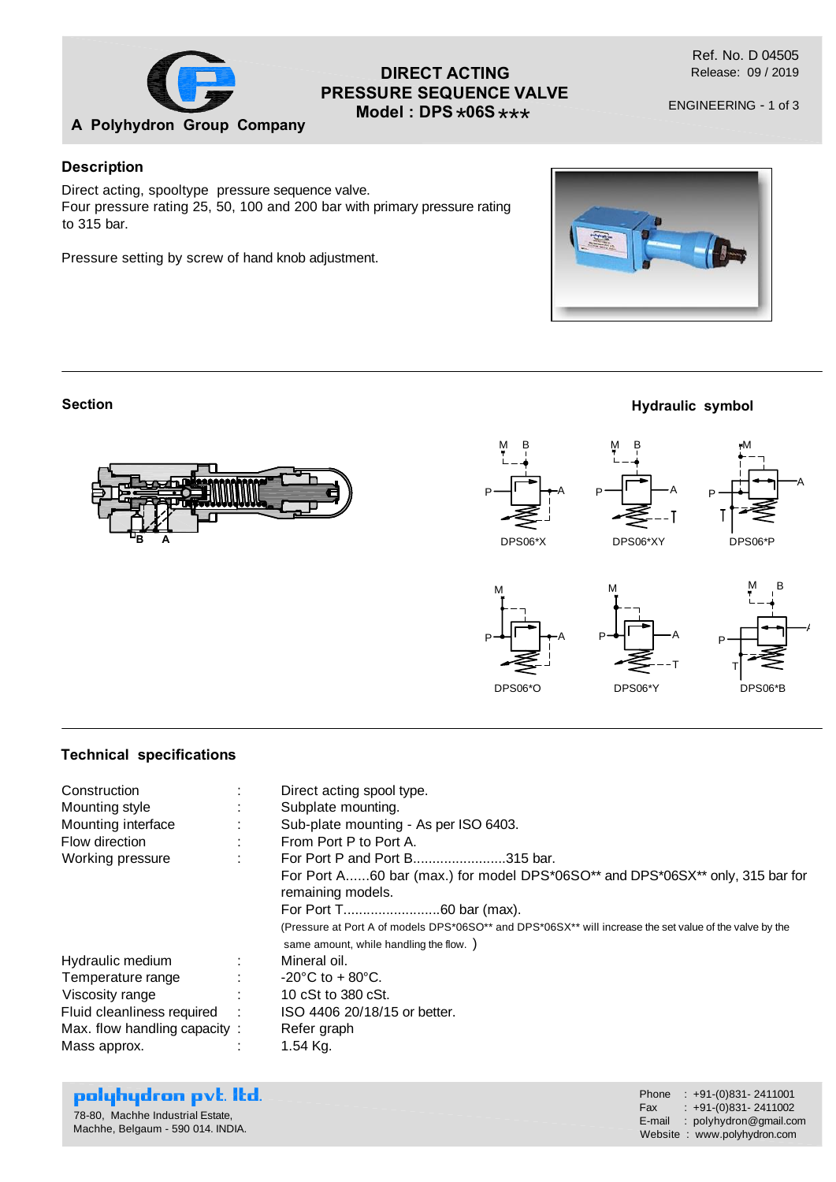A Polyhydron Group Company

# DIRECT ACTING PRESSURE SEQUENCE VALVE
## Model : DPS *06S ***

Ref. No. D 04505
Release: 09 / 2019

ENGINEERING - 1 of 3

### Description

Direct acting, spooltype pressure sequence valve.
Four pressure rating 25, 50, 100 and 200 bar with primary pressure rating to 315 bar.

Pressure setting by screw of hand knob adjustment.

### Section

### Hydraulic symbol

DPS06*X DPS06*XY DPS06*P

DPS06*O DPS06*Y DPS06*B

### Technical specifications

| | | |
|---|---|---|
| Construction | : | Direct acting spool type. |
| Mounting style | : | Subplate mounting. |
| Mounting interface | : | Sub-plate mounting - As per ISO 6403. |
| Flow direction | : | From Port P to Port A. |
| Working pressure | : | For Port P and Port B........................315 bar.<br>For Port A......60 bar (max.) for model DPS*06SO** and DPS*06SX** only, 315 bar for remaining models.<br>For Port T.........................60 bar (max).<br>(Pressure at Port A of models DPS*06SO** and DPS*06SX** will increase the set value of the valve by the same amount, while handling the flow. ) |
| Hydraulic medium | : | Mineral oil. |
| Temperature range | : | -20°C to + 80°C. |
| Viscosity range | : | 10 cSt to 380 cSt. |
| Fluid cleanliness required | : | ISO 4406 20/18/15 or better. |
| Max. flow handling capacity | : | Refer graph |
| Mass approx. | : | 1.54 Kg. |

**polyhydron pvt. ltd.**
78-80, Machhe Industrial Estate,
Machhe, Belgaum - 590 014. INDIA.

Phone : +91-(0)831- 2411001
Fax : +91-(0)831- 2411002
E-mail : polyhydron@gmail.com
Website : www.polyhydron.com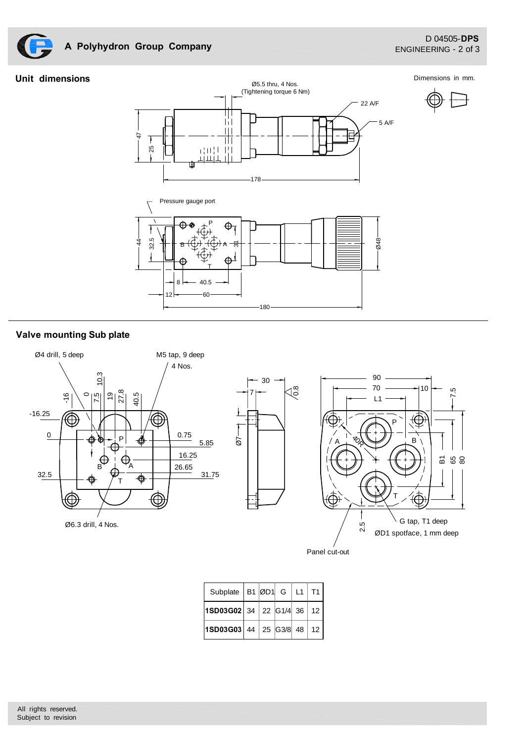## Unit dimensions

Dimensions in mm.

Ø5.5 thru, 4 Nos.
(Tightening torque 6 Nm)

22 A/F

5 A/F

Pressure gauge port

## Valve mounting Sub plate

Ø4 drill, 5 deep

M5 tap, 9 deep
4 Nos.

Ø6.3 drill, 4 Nos.

G tap, T1 deep

ØD1 spotface, 1 mm deep

Panel cut-out

| Subplate | B1 | ØD1 | G | L1 | T1 |
|---|---|---|---|---|---|
| **1SD03G02** | 34 | 22 | G1/4 | 36 | 12 |
| **1SD03G03** | 44 | 25 | G3/8 | 48 | 12 |

All rights reserved.
Subject to revision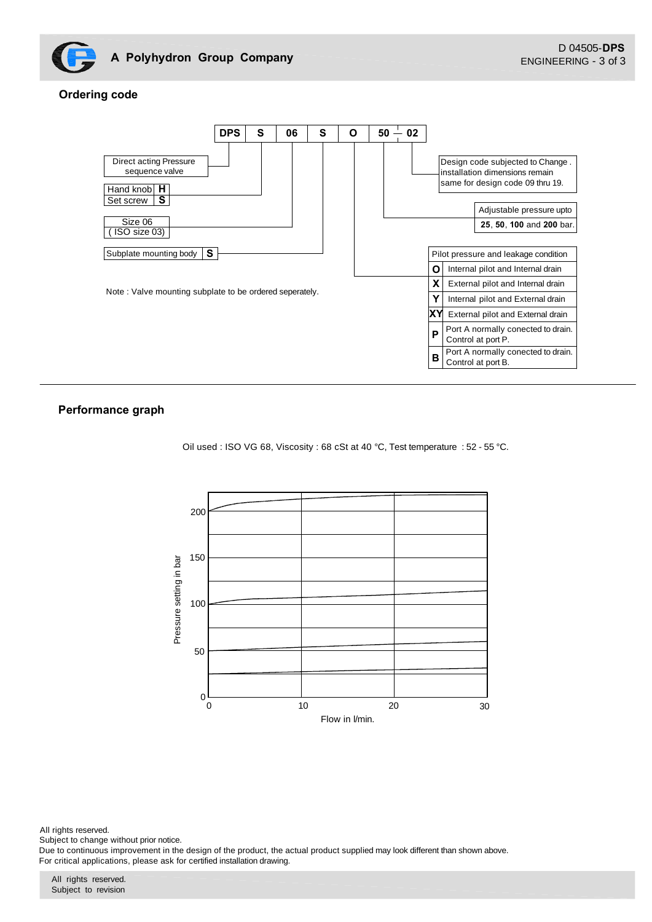## Ordering code

DPS | S | 06 | S | O | 50 — 02

Direct acting Pressure sequence valve

| | |
|---|---|
| Hand knob | **H** |
| Set screw | **S** |

Size 06
( ISO size 03)

| | |
|---|---|
| Subplate mounting body | **S** |

Design code subjected to Change . installation dimensions remain same for design code 09 thru 19.

Adjustable pressure upto
**25**, **50**, **100** and **200** bar.

| Pilot pressure and leakage condition | |
|---|---|
| **O** | Internal pilot and Internal drain |
| **X** | External pilot and Internal drain |
| **Y** | Internal pilot and External drain |
| **XY** | External pilot and External drain |
| **P** | Port A normally conected to drain. Control at port P. |
| **B** | Port A normally conected to drain. Control at port B. |

Note : Valve mounting subplate to be ordered seperately.

## Performance graph

Oil used : ISO VG 68, Viscosity : 68 cSt at 40 °C, Test temperature : 52 - 55 °C.

Pressure setting in bar

0
50
100
150
200

0
10
20
30

Flow in l/min.

All rights reserved.
Subject to change without prior notice.
Due to continuous improvement in the design of the product, the actual product supplied may look different than shown above.
For critical applications, please ask for certified installation drawing.